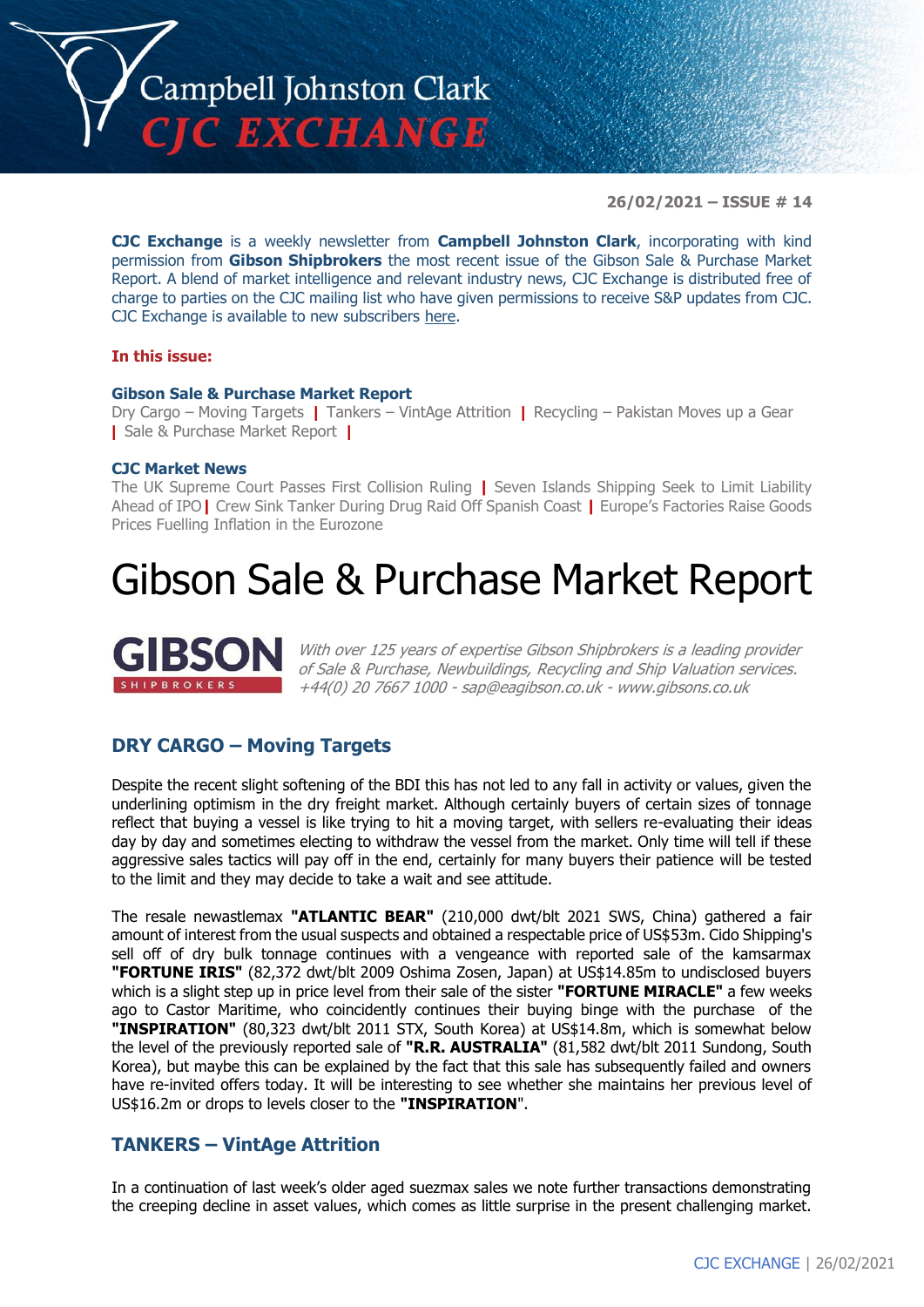# Campbell Johnston Clark
## CJC EXCHANGE

**26/02/2021 – ISSUE # 14**

**CJC Exchange** is a weekly newsletter from **Campbell Johnston Clark**, incorporating with kind permission from **Gibson Shipbrokers** the most recent issue of the Gibson Sale & Purchase Market Report. A blend of market intelligence and relevant industry news, CJC Exchange is distributed free of charge to parties on the CJC mailing list who have given permissions to receive S&P updates from CJC. CJC Exchange is available to new subscribers here.

**In this issue:**

**Gibson Sale & Purchase Market Report**
Dry Cargo – Moving Targets | Tankers – VintAge Attrition | Recycling – Pakistan Moves up a Gear | Sale & Purchase Market Report |

**CJC Market News**
The UK Supreme Court Passes First Collision Ruling | Seven Islands Shipping Seek to Limit Liability Ahead of IPO | Crew Sink Tanker During Drug Raid Off Spanish Coast | Europe's Factories Raise Goods Prices Fuelling Inflation in the Eurozone

# Gibson Sale & Purchase Market Report

**GIBSON** SHIPBROKERS

*With over 125 years of expertise Gibson Shipbrokers is a leading provider of Sale & Purchase, Newbuildings, Recycling and Ship Valuation services. +44(0) 20 7667 1000 - sap@eagibson.co.uk - www.gibsons.co.uk*

## DRY CARGO – Moving Targets

Despite the recent slight softening of the BDI this has not led to any fall in activity or values, given the underlining optimism in the dry freight market. Although certainly buyers of certain sizes of tonnage reflect that buying a vessel is like trying to hit a moving target, with sellers re-evaluating their ideas day by day and sometimes electing to withdraw the vessel from the market. Only time will tell if these aggressive sales tactics will pay off in the end, certainly for many buyers their patience will be tested to the limit and they may decide to take a wait and see attitude.

The resale newastlemax **"ATLANTIC BEAR"** (210,000 dwt/blt 2021 SWS, China) gathered a fair amount of interest from the usual suspects and obtained a respectable price of US$53m. Cido Shipping's sell off of dry bulk tonnage continues with a vengeance with reported sale of the kamsarmax **"FORTUNE IRIS"** (82,372 dwt/blt 2009 Oshima Zosen, Japan) at US$14.85m to undisclosed buyers which is a slight step up in price level from their sale of the sister **"FORTUNE MIRACLE"** a few weeks ago to Castor Maritime, who coincidently continues their buying binge with the purchase of the **"INSPIRATION"** (80,323 dwt/blt 2011 STX, South Korea) at US$14.8m, which is somewhat below the level of the previously reported sale of **"R.R. AUSTRALIA"** (81,582 dwt/blt 2011 Sundong, South Korea), but maybe this can be explained by the fact that this sale has subsequently failed and owners have re-invited offers today. It will be interesting to see whether she maintains her previous level of US$16.2m or drops to levels closer to the **"INSPIRATION"**.

## TANKERS – VintAge Attrition

In a continuation of last week's older aged suezmax sales we note further transactions demonstrating the creeping decline in asset values, which comes as little surprise in the present challenging market.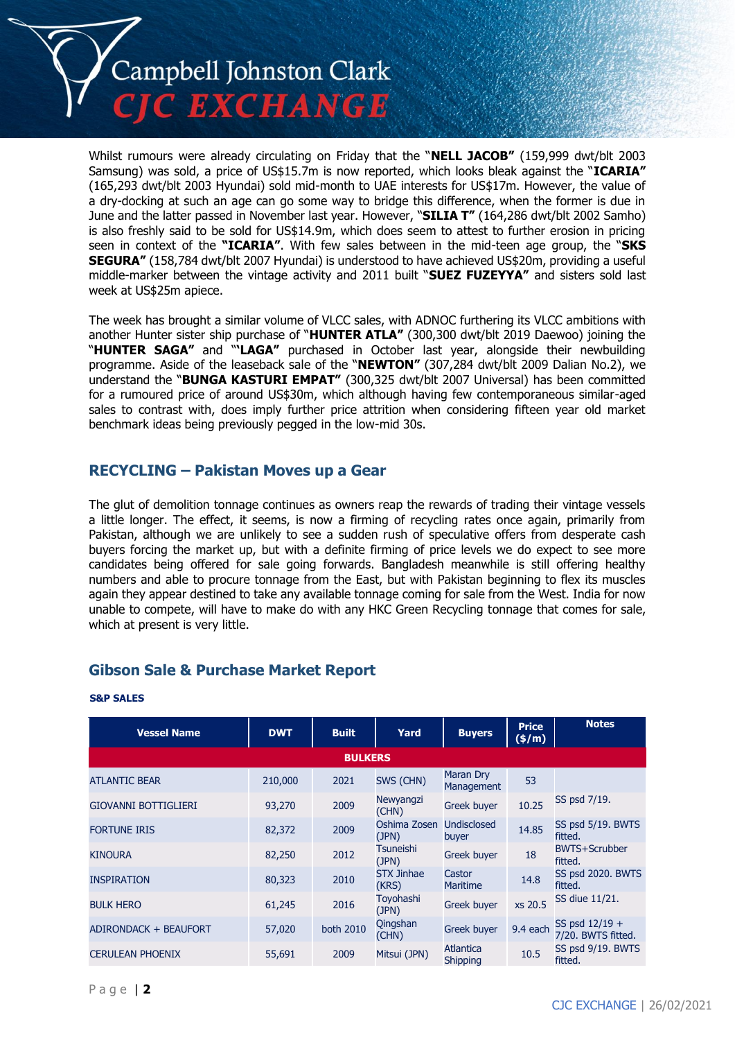Whilst rumours were already circulating on Friday that the "**NELL JACOB"** (159,999 dwt/blt 2003 Samsung) was sold, a price of US$15.7m is now reported, which looks bleak against the "**ICARIA"** (165,293 dwt/blt 2003 Hyundai) sold mid-month to UAE interests for US$17m. However, the value of a dry-docking at such an age can go some way to bridge this difference, when the former is due in June and the latter passed in November last year. However, "**SILIA T"** (164,286 dwt/blt 2002 Samho) is also freshly said to be sold for US$14.9m, which does seem to attest to further erosion in pricing seen in context of the **"ICARIA"**. With few sales between in the mid-teen age group, the "**SKS SEGURA"** (158,784 dwt/blt 2007 Hyundai) is understood to have achieved US$20m, providing a useful middle-marker between the vintage activity and 2011 built "**SUEZ FUZEYYA"** and sisters sold last week at US$25m apiece.

The week has brought a similar volume of VLCC sales, with ADNOC furthering its VLCC ambitions with another Hunter sister ship purchase of "**HUNTER ATLA"** (300,300 dwt/blt 2019 Daewoo) joining the "**HUNTER SAGA"** and "'**LAGA"** purchased in October last year, alongside their newbuilding programme. Aside of the leaseback sale of the "**NEWTON"** (307,284 dwt/blt 2009 Dalian No.2), we understand the "**BUNGA KASTURI EMPAT"** (300,325 dwt/blt 2007 Universal) has been committed for a rumoured price of around US$30m, which although having few contemporaneous similar-aged sales to contrast with, does imply further price attrition when considering fifteen year old market benchmark ideas being previously pegged in the low-mid 30s.

## RECYCLING – Pakistan Moves up a Gear

The glut of demolition tonnage continues as owners reap the rewards of trading their vintage vessels a little longer. The effect, it seems, is now a firming of recycling rates once again, primarily from Pakistan, although we are unlikely to see a sudden rush of speculative offers from desperate cash buyers forcing the market up, but with a definite firming of price levels we do expect to see more candidates being offered for sale going forwards. Bangladesh meanwhile is still offering healthy numbers and able to procure tonnage from the East, but with Pakistan beginning to flex its muscles again they appear destined to take any available tonnage coming for sale from the West. India for now unable to compete, will have to make do with any HKC Green Recycling tonnage that comes for sale, which at present is very little.

## Gibson Sale & Purchase Market Report

**S&P SALES**

| Vessel Name | DWT | Built | Yard | Buyers | Price ($/m) | Notes |
|---|---|---|---|---|---|---|
| **BULKERS** | | | | | | |
| ATLANTIC BEAR | 210,000 | 2021 | SWS (CHN) | Maran Dry Management | 53 | |
| GIOVANNI BOTTIGLIERI | 93,270 | 2009 | Newyangzi (CHN) | Greek buyer | 10.25 | SS psd 7/19. |
| FORTUNE IRIS | 82,372 | 2009 | Oshima Zosen (JPN) | Undisclosed buyer | 14.85 | SS psd 5/19. BWTS fitted. |
| KINOURA | 82,250 | 2012 | Tsuneishi (JPN) | Greek buyer | 18 | BWTS+Scrubber fitted. |
| INSPIRATION | 80,323 | 2010 | STX Jinhae (KRS) | Castor Maritime | 14.8 | SS psd 2020. BWTS fitted. |
| BULK HERO | 61,245 | 2016 | Toyohashi (JPN) | Greek buyer | xs 20.5 | SS diue 11/21. |
| ADIRONDACK + BEAUFORT | 57,020 | both 2010 | Qingshan (CHN) | Greek buyer | 9.4 each | SS psd 12/19 + 7/20. BWTS fitted. |
| CERULEAN PHOENIX | 55,691 | 2009 | Mitsui (JPN) | Atlantica Shipping | 10.5 | SS psd 9/19. BWTS fitted. |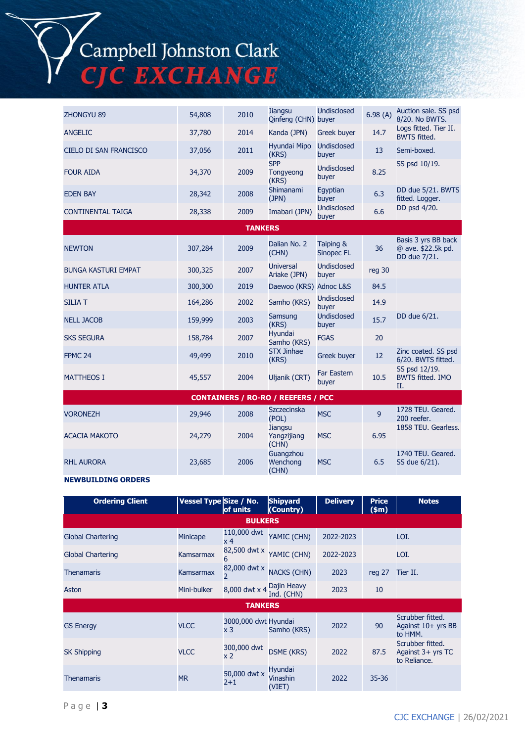| | | | | | | |
|---|---|---|---|---|---|---|
| ZHONGYU 89 | 54,808 | 2010 | Jiangsu Qinfeng (CHN) | Undisclosed buyer | 6.98 (A) | Auction sale. SS psd 8/20. No BWTS. |
| ANGELIC | 37,780 | 2014 | Kanda (JPN) | Greek buyer | 14.7 | Logs fitted. Tier II. BWTS fitted. |
| CIELO DI SAN FRANCISCO | 37,056 | 2011 | Hyundai Mipo (KRS) | Undisclosed buyer | 13 | Semi-boxed. |
| FOUR AIDA | 34,370 | 2009 | SPP Tongyeong (KRS) | Undisclosed buyer | 8.25 | SS psd 10/19. |
| EDEN BAY | 28,342 | 2008 | Shimanami (JPN) | Egyptian buyer | 6.3 | DD due 5/21. BWTS fitted. Logger. |
| CONTINENTAL TAIGA | 28,338 | 2009 | Imabari (JPN) | Undisclosed buyer | 6.6 | DD psd 4/20. |
| **TANKERS** | | | | | | |
| NEWTON | 307,284 | 2009 | Dalian No. 2 (CHN) | Taiping & Sinopec FL | 36 | Basis 3 yrs BB back @ ave. $22.5k pd. DD due 7/21. |
| BUNGA KASTURI EMPAT | 300,325 | 2007 | Universal Ariake (JPN) | Undisclosed buyer | reg 30 | |
| HUNTER ATLA | 300,300 | 2019 | Daewoo (KRS) | Adnoc L&S | 84.5 | |
| SILIA T | 164,286 | 2002 | Samho (KRS) | Undisclosed buyer | 14.9 | |
| NELL JACOB | 159,999 | 2003 | Samsung (KRS) | Undisclosed buyer | 15.7 | DD due 6/21. |
| SKS SEGURA | 158,784 | 2007 | Hyundai Samho (KRS) | FGAS | 20 | |
| FPMC 24 | 49,499 | 2010 | STX Jinhae (KRS) | Greek buyer | 12 | Zinc coated. SS psd 6/20. BWTS fitted. |
| MATTHEOS I | 45,557 | 2004 | Uljanik (CRT) | Far Eastern buyer | 10.5 | SS psd 12/19. BWTS fitted. IMO II. |
| **CONTAINERS / RO-RO / REEFERS / PCC** | | | | | | |
| VORONEZH | 29,946 | 2008 | Szczecinska (POL) | MSC | 9 | 1728 TEU. Geared. 200 reefer. |
| ACACIA MAKOTO | 24,279 | 2004 | Jiangsu Yangzijiang (CHN) | MSC | 6.95 | 1858 TEU. Gearless. |
| RHL AURORA | 23,685 | 2006 | Guangzhou Wenchong (CHN) | MSC | 6.5 | 1740 TEU. Geared. SS due 6/21). |

**NEWBUILDING ORDERS**

| Ordering Client | Vessel Type | Size / No. of units | Shipyard (Country) | Delivery | Price ($m) | Notes |
|---|---|---|---|---|---|---|
| **BULKERS** | | | | | | |
| Global Chartering | Minicape | 110,000 dwt x 4 | YAMIC (CHN) | 2022-2023 | | LOI. |
| Global Chartering | Kamsarmax | 82,500 dwt x 6 | YAMIC (CHN) | 2022-2023 | | LOI. |
| Thenamaris | Kamsarmax | 82,000 dwt x 2 | NACKS (CHN) | 2023 | reg 27 | Tier II. |
| Aston | Mini-bulker | 8,000 dwt x 4 | Dajin Heavy Ind. (CHN) | 2023 | 10 | |
| **TANKERS** | | | | | | |
| GS Energy | VLCC | 3000,000 dwt x 3 | Hyundai Samho (KRS) | 2022 | 90 | Scrubber fitted. Against 10+ yrs BB to HMM. |
| SK Shipping | VLCC | 300,000 dwt x 2 | DSME (KRS) | 2022 | 87.5 | Scrubber fitted. Against 3+ yrs TC to Reliance. |
| Thenamaris | MR | 50,000 dwt x 2+1 | Hyundai Vinashin (VIET) | 2022 | 35-36 | |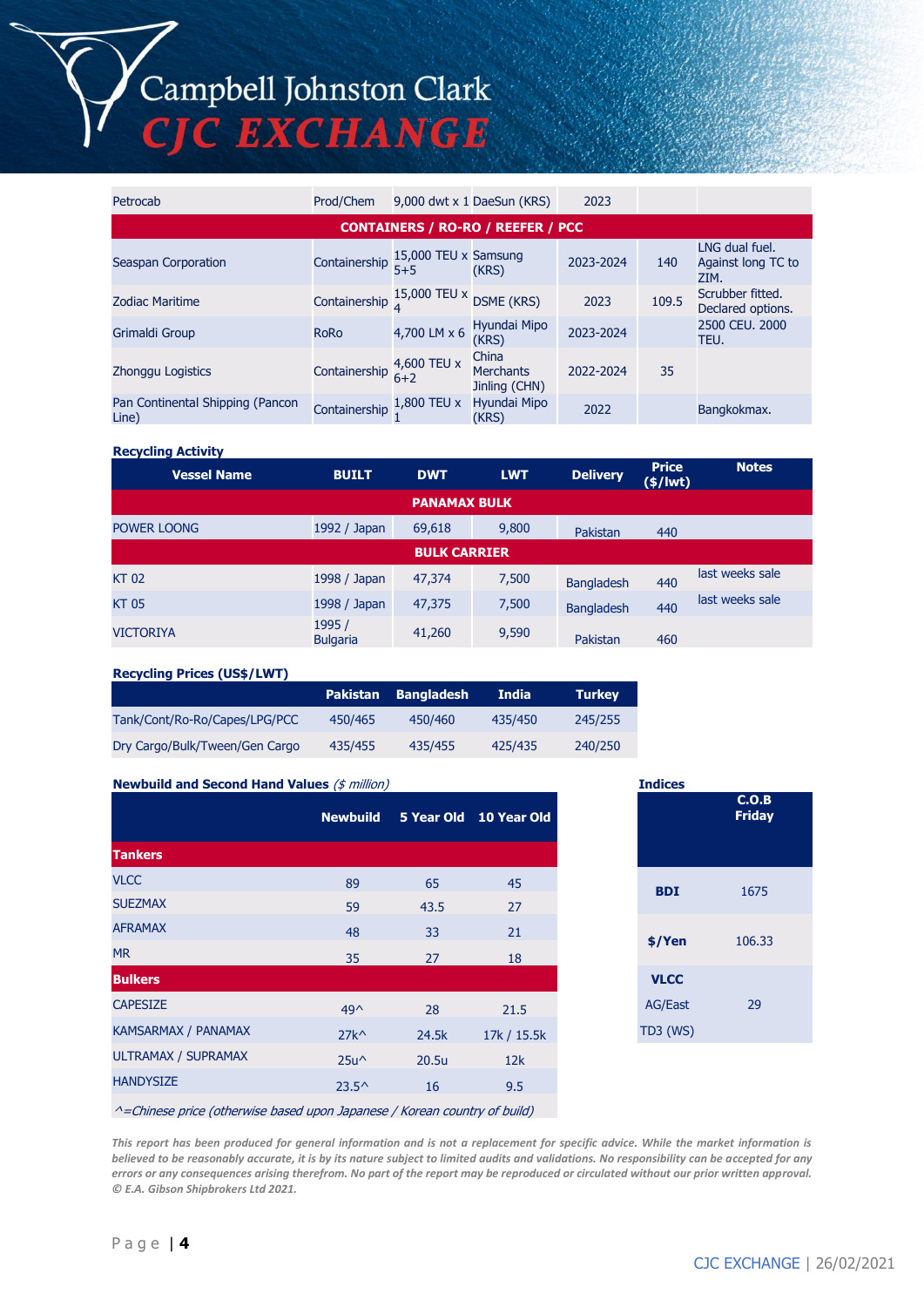| | | | | | | |
|---|---|---|---|---|---|---|
| Petrocab | Prod/Chem | 9,000 dwt x 1 | DaeSun (KRS) | 2023 | | |
| **CONTAINERS / RO-RO / REEFER / PCC** | | | | | | |
| Seaspan Corporation | Containership | 15,000 TEU x 5+5 | Samsung (KRS) | 2023-2024 | 140 | LNG dual fuel. Against long TC to ZIM. |
| Zodiac Maritime | Containership | 15,000 TEU x 4 | DSME (KRS) | 2023 | 109.5 | Scrubber fitted. Declared options. |
| Grimaldi Group | RoRo | 4,700 LM x 6 | Hyundai Mipo (KRS) | 2023-2024 | | 2500 CEU. 2000 TEU. |
| Zhonggu Logistics | Containership | 4,600 TEU x 6+2 | China Merchants Jinling (CHN) | 2022-2024 | 35 | |
| Pan Continental Shipping (Pancon Line) | Containership | 1,800 TEU x 1 | Hyundai Mipo (KRS) | 2022 | | Bangkokmax. |

**Recycling Activity**

| Vessel Name | BUILT | DWT | LWT | Delivery | Price ($/lwt) | Notes |
|---|---|---|---|---|---|---|
| **PANAMAX BULK** | | | | | | |
| POWER LOONG | 1992 / Japan | 69,618 | 9,800 | Pakistan | 440 | |
| **BULK CARRIER** | | | | | | |
| KT 02 | 1998 / Japan | 47,374 | 7,500 | Bangladesh | 440 | last weeks sale |
| KT 05 | 1998 / Japan | 47,375 | 7,500 | Bangladesh | 440 | last weeks sale |
| VICTORIYA | 1995 / Bulgaria | 41,260 | 9,590 | Pakistan | 460 | |

**Recycling Prices (US$/LWT)**

| | Pakistan | Bangladesh | India | Turkey |
|---|---|---|---|---|
| Tank/Cont/Ro-Ro/Capes/LPG/PCC | 450/465 | 450/460 | 435/450 | 245/255 |
| Dry Cargo/Bulk/Tween/Gen Cargo | 435/455 | 435/455 | 425/435 | 240/250 |

**Newbuild and Second Hand Values** *($ million)*

| | Newbuild | 5 Year Old | 10 Year Old |
|---|---|---|---|
| **Tankers** | | | |
| VLCC | 89 | 65 | 45 |
| SUEZMAX | 59 | 43.5 | 27 |
| AFRAMAX | 48 | 33 | 21 |
| MR | 35 | 27 | 18 |
| **Bulkers** | | | |
| CAPESIZE | 49^ | 28 | 21.5 |
| KAMSARMAX / PANAMAX | 27k^ | 24.5k | 17k / 15.5k |
| ULTRAMAX / SUPRAMAX | 25u^ | 20.5u | 12k |
| HANDYSIZE | 23.5^ | 16 | 9.5 |

*^=Chinese price (otherwise based upon Japanese / Korean country of build)*

**Indices**

| | C.O.B Friday |
|---|---|
| **BDI** | 1675 |
| **$/Yen** | 106.33 |
| **VLCC** | |
| AG/East TD3 (WS) | 29 |

*This report has been produced for general information and is not a replacement for specific advice. While the market information is believed to be reasonably accurate, it is by its nature subject to limited audits and validations. No responsibility can be accepted for any errors or any consequences arising therefrom. No part of the report may be reproduced or circulated without our prior written approval. © E.A. Gibson Shipbrokers Ltd 2021.*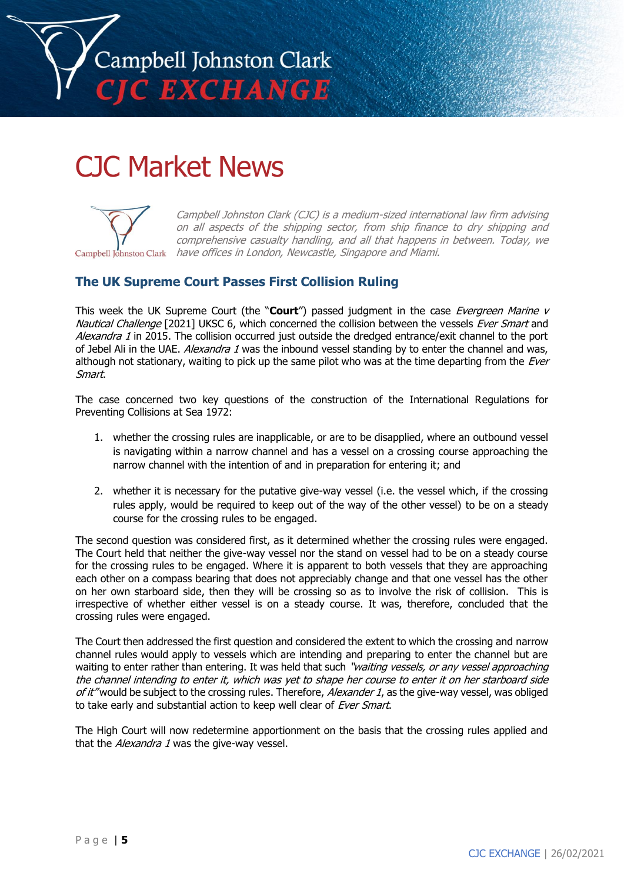# CJC Market News

*Campbell Johnston Clark (CJC) is a medium-sized international law firm advising on all aspects of the shipping sector, from ship finance to dry shipping and comprehensive casualty handling, and all that happens in between. Today, we have offices in London, Newcastle, Singapore and Miami.*

## The UK Supreme Court Passes First Collision Ruling

This week the UK Supreme Court (the "**Court**") passed judgment in the case *Evergreen Marine v Nautical Challenge* [2021] UKSC 6, which concerned the collision between the vessels *Ever Smart* and *Alexandra 1* in 2015. The collision occurred just outside the dredged entrance/exit channel to the port of Jebel Ali in the UAE. *Alexandra 1* was the inbound vessel standing by to enter the channel and was, although not stationary, waiting to pick up the same pilot who was at the time departing from the *Ever Smart*.

The case concerned two key questions of the construction of the International Regulations for Preventing Collisions at Sea 1972:

1. whether the crossing rules are inapplicable, or are to be disapplied, where an outbound vessel is navigating within a narrow channel and has a vessel on a crossing course approaching the narrow channel with the intention of and in preparation for entering it; and
2. whether it is necessary for the putative give-way vessel (i.e. the vessel which, if the crossing rules apply, would be required to keep out of the way of the other vessel) to be on a steady course for the crossing rules to be engaged.

The second question was considered first, as it determined whether the crossing rules were engaged. The Court held that neither the give-way vessel nor the stand on vessel had to be on a steady course for the crossing rules to be engaged. Where it is apparent to both vessels that they are approaching each other on a compass bearing that does not appreciably change and that one vessel has the other on her own starboard side, then they will be crossing so as to involve the risk of collision. This is irrespective of whether either vessel is on a steady course. It was, therefore, concluded that the crossing rules were engaged.

The Court then addressed the first question and considered the extent to which the crossing and narrow channel rules would apply to vessels which are intending and preparing to enter the channel but are waiting to enter rather than entering. It was held that such *"waiting vessels, or any vessel approaching the channel intending to enter it, which was yet to shape her course to enter it on her starboard side of it"* would be subject to the crossing rules. Therefore, *Alexander 1*, as the give-way vessel, was obliged to take early and substantial action to keep well clear of *Ever Smart*.

The High Court will now redetermine apportionment on the basis that the crossing rules applied and that the *Alexandra 1* was the give-way vessel.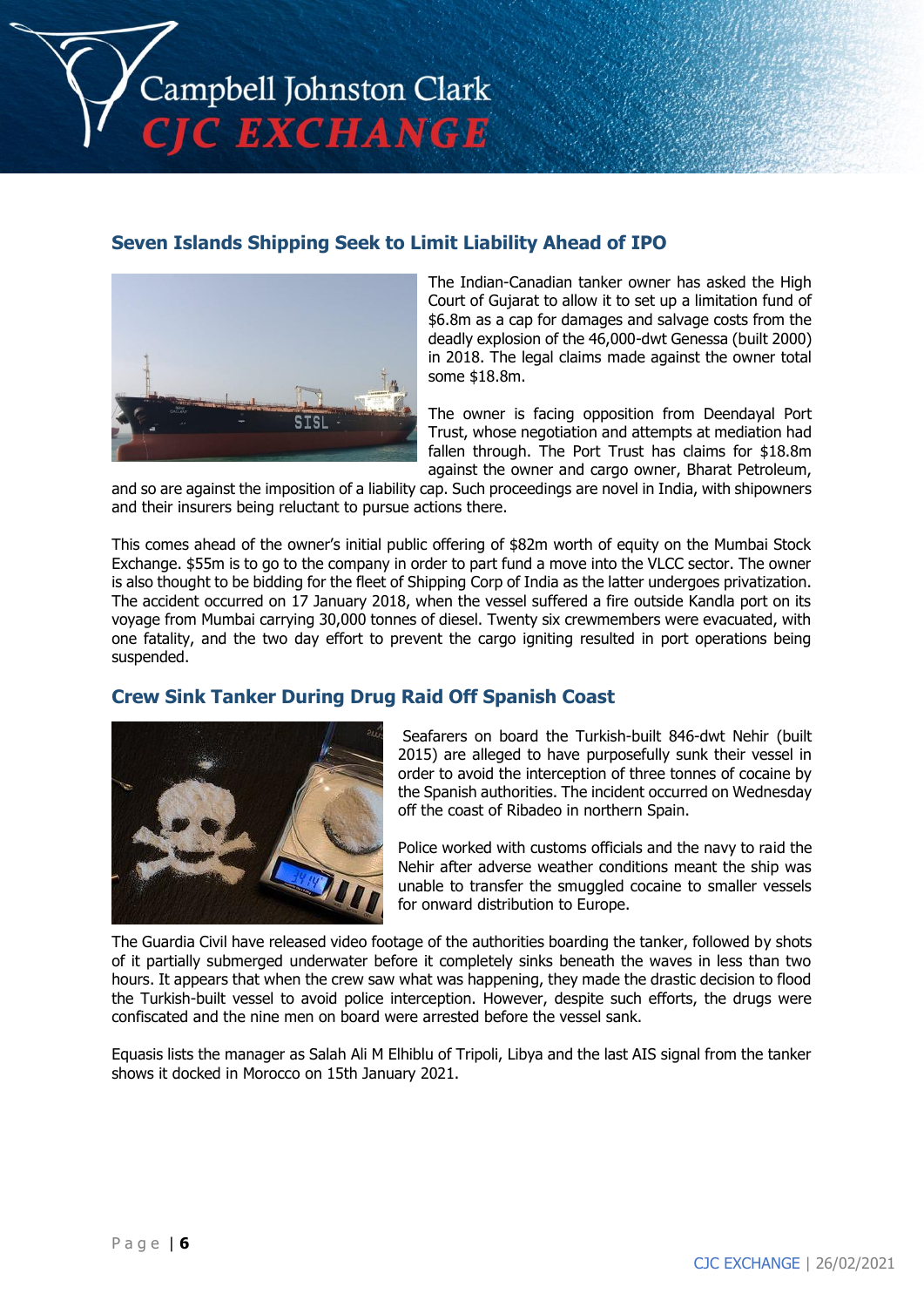## Seven Islands Shipping Seek to Limit Liability Ahead of IPO

The Indian-Canadian tanker owner has asked the High Court of Gujarat to allow it to set up a limitation fund of $6.8m as a cap for damages and salvage costs from the deadly explosion of the 46,000-dwt Genessa (built 2000) in 2018. The legal claims made against the owner total some $18.8m.

The owner is facing opposition from Deendayal Port Trust, whose negotiation and attempts at mediation had fallen through. The Port Trust has claims for $18.8m against the owner and cargo owner, Bharat Petroleum, and so are against the imposition of a liability cap. Such proceedings are novel in India, with shipowners and their insurers being reluctant to pursue actions there.

This comes ahead of the owner's initial public offering of $82m worth of equity on the Mumbai Stock Exchange. $55m is to go to the company in order to part fund a move into the VLCC sector. The owner is also thought to be bidding for the fleet of Shipping Corp of India as the latter undergoes privatization. The accident occurred on 17 January 2018, when the vessel suffered a fire outside Kandla port on its voyage from Mumbai carrying 30,000 tonnes of diesel. Twenty six crewmembers were evacuated, with one fatality, and the two day effort to prevent the cargo igniting resulted in port operations being suspended.

## Crew Sink Tanker During Drug Raid Off Spanish Coast

Seafarers on board the Turkish-built 846-dwt Nehir (built 2015) are alleged to have purposefully sunk their vessel in order to avoid the interception of three tonnes of cocaine by the Spanish authorities. The incident occurred on Wednesday off the coast of Ribadeo in northern Spain.

Police worked with customs officials and the navy to raid the Nehir after adverse weather conditions meant the ship was unable to transfer the smuggled cocaine to smaller vessels for onward distribution to Europe.

The Guardia Civil have released video footage of the authorities boarding the tanker, followed by shots of it partially submerged underwater before it completely sinks beneath the waves in less than two hours. It appears that when the crew saw what was happening, they made the drastic decision to flood the Turkish-built vessel to avoid police interception. However, despite such efforts, the drugs were confiscated and the nine men on board were arrested before the vessel sank.

Equasis lists the manager as Salah Ali M Elhiblu of Tripoli, Libya and the last AIS signal from the tanker shows it docked in Morocco on 15th January 2021.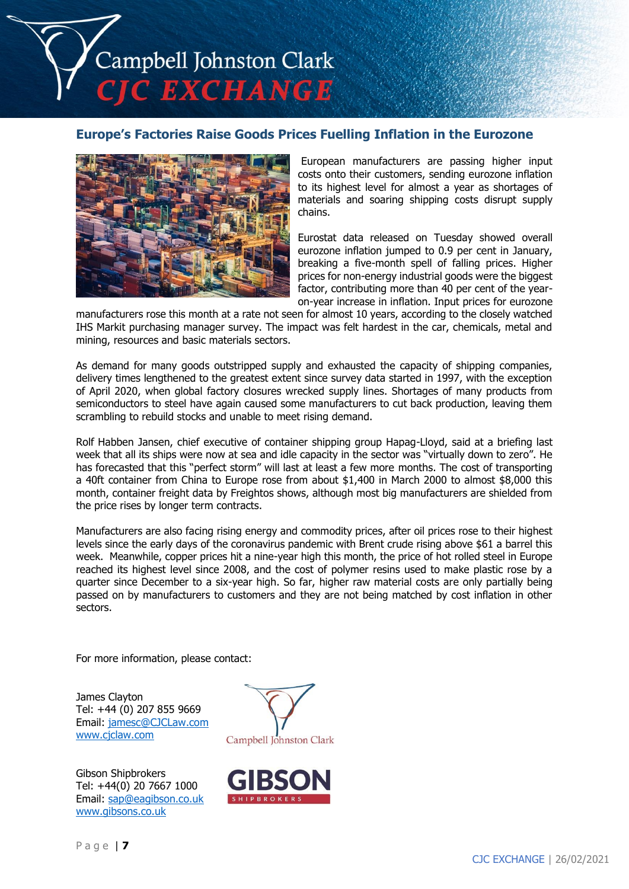## Europe's Factories Raise Goods Prices Fuelling Inflation in the Eurozone

European manufacturers are passing higher input costs onto their customers, sending eurozone inflation to its highest level for almost a year as shortages of materials and soaring shipping costs disrupt supply chains.

Eurostat data released on Tuesday showed overall eurozone inflation jumped to 0.9 per cent in January, breaking a five-month spell of falling prices. Higher prices for non-energy industrial goods were the biggest factor, contributing more than 40 per cent of the year-on-year increase in inflation. Input prices for eurozone manufacturers rose this month at a rate not seen for almost 10 years, according to the closely watched IHS Markit purchasing manager survey. The impact was felt hardest in the car, chemicals, metal and mining, resources and basic materials sectors.

As demand for many goods outstripped supply and exhausted the capacity of shipping companies, delivery times lengthened to the greatest extent since survey data started in 1997, with the exception of April 2020, when global factory closures wrecked supply lines. Shortages of many products from semiconductors to steel have again caused some manufacturers to cut back production, leaving them scrambling to rebuild stocks and unable to meet rising demand.

Rolf Habben Jansen, chief executive of container shipping group Hapag-Lloyd, said at a briefing last week that all its ships were now at sea and idle capacity in the sector was "virtually down to zero". He has forecasted that this "perfect storm" will last at least a few more months. The cost of transporting a 40ft container from China to Europe rose from about $1,400 in March 2000 to almost $8,000 this month, container freight data by Freightos shows, although most big manufacturers are shielded from the price rises by longer term contracts.

Manufacturers are also facing rising energy and commodity prices, after oil prices rose to their highest levels since the early days of the coronavirus pandemic with Brent crude rising above $61 a barrel this week. Meanwhile, copper prices hit a nine-year high this month, the price of hot rolled steel in Europe reached its highest level since 2008, and the cost of polymer resins used to make plastic rose by a quarter since December to a six-year high. So far, higher raw material costs are only partially being passed on by manufacturers to customers and they are not being matched by cost inflation in other sectors.

For more information, please contact:

James Clayton
Tel: +44 (0) 207 855 9669
Email: [jamesc@CJCLaw.com](mailto:jamesc@CJCLaw.com)
[www.cjclaw.com](http://www.cjclaw.com)

Gibson Shipbrokers
Tel: +44(0) 20 7667 1000
Email: [sap@eagibson.co.uk](mailto:sap@eagibson.co.uk)
[www.gibsons.co.uk](http://www.gibsons.co.uk)